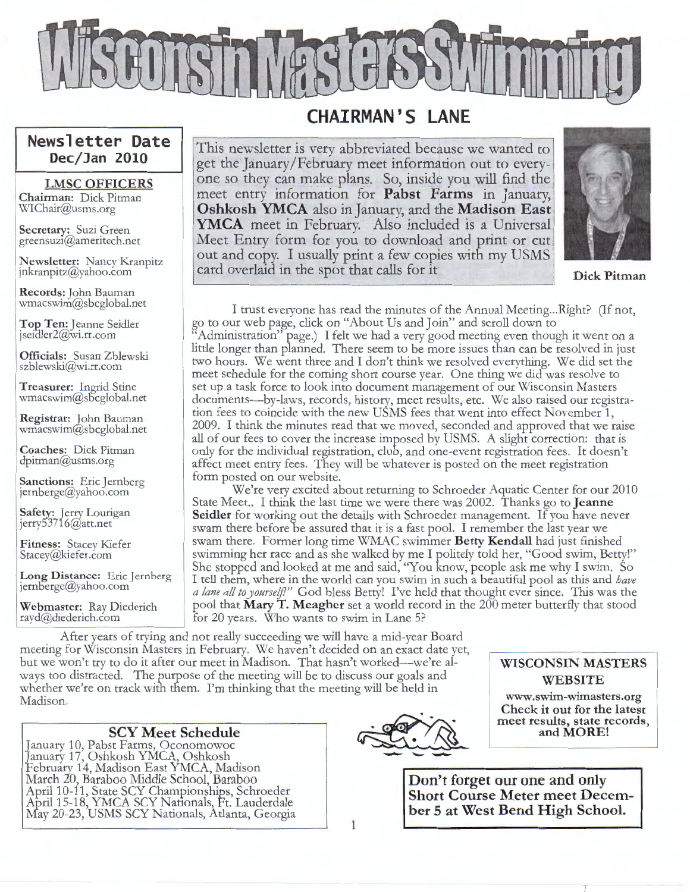# Wisconsin Masters Swimming

## CHAIRMAN'S LANE

### Newsletter Date
**Dec/Jan 2010**

**LMSC OFFICERS**

**Chairman:** Dick Pitman
WIChair@usms.org

**Secretary:** Suzi Green
greensuzi@ameritech.net

**Newsletter:** Nancy Kranpitz
jnkranpitz@yahoo.com

**Records:** John Bauman
wmacswim@sbcglobal.net

**Top Ten:** Jeanne Seidler
jseidler2@wi.rr.com

**Officials:** Susan Zblewski
szblewski@wi.rr.com

**Treasurer:** Ingrid Stine
wmacswim@sbcglobal.net

**Registrar:** John Bauman
wmacswim@sbcglobal.net

**Coaches:** Dick Pitman
dpitman@usms.org

**Sanctions:** Eric Jernberg
jernberge@yahoo.com

**Safety:** Jerry Lourigan
jerry53716@att.net

**Fitness:** Stacey Kiefer
Stacey@kiefer.com

**Long Distance:** Eric Jernberg
jernberge@yahoo.com

**Webmaster:** Ray Diederich
rayd@diederich.com

This newsletter is very abbreviated because we wanted to get the January/February meet information out to everyone so they can make plans. So, inside you will find the meet entry information for **Pabst Farms** in January, **Oshkosh YMCA** also in January, and the **Madison East YMCA** meet in February. Also included is a Universal Meet Entry form for you to download and print or cut out and copy. I usually print a few copies with my USMS card overlaid in the spot that calls for it.

**Dick Pitman**

I trust everyone has read the minutes of the Annual Meeting...Right? (If not, go to our web page, click on "About Us and Join" and scroll down to "Administration" page.) I felt we had a very good meeting even though it went on a little longer than planned. There seem to be more issues than can be resolved in just two hours. We went three and I don't think we resolved everything. We did set the meet schedule for the coming short course year. One thing we did was resolve to set up a task force to look into document management of our Wisconsin Masters documents---by-laws, records, history, meet results, etc. We also raised our registration fees to coincide with the new USMS fees that went into effect November 1, 2009. I think the minutes read that we moved, seconded and approved that we raise all of our fees to cover the increase imposed by USMS. A slight correction: that is only for the individual registration, club, and one-event registration fees. It doesn't affect meet entry fees. They will be whatever is posted on the meet registration form posted on our website.

We're very excited about returning to Schroeder Aquatic Center for our 2010 State Meet.. I think the last time we were there was 2002. Thanks go to **Jeanne Seidler** for working out the details with Schroeder management. If you have never swam there before be assured that it is a fast pool. I remember the last year we swam there. Former long time WMAC swimmer **Betty Kendall** had just finished swimming her race and as she walked by me I politely told her, "Good swim, Betty!" She stopped and looked at me and said, "You know, people ask me why I swim. So I tell them, where in the world can you swim in such a beautiful pool as this and *have a lane all to yourself!*" God bless Betty! I've held that thought ever since. This was the pool that **Mary T. Meagher** set a world record in the 200 meter butterfly that stood for 20 years. Who wants to swim in Lane 5?

After years of trying and not really succeeding we will have a mid-year Board meeting for Wisconsin Masters in February. We haven't decided on an exact date yet, but we won't try to do it after our meet in Madison. That hasn't worked---we're always too distracted. The purpose of the meeting will be to discuss our goals and whether we're on track with them. I'm thinking that the meeting will be held in Madison.

**WISCONSIN MASTERS WEBSITE**

www.swim-wimasters.org
**Check it out for the latest meet results, state records, and MORE!**

### SCY Meet Schedule

January 10, Pabst Farms, Oconomowoc
January 17, Oshkosh YMCA, Oshkosh
February 14, Madison East YMCA, Madison
March 20, Baraboo Middle School, Baraboo
April 10-11, State SCY Championships, Schroeder
April 15-18, YMCA SCY Nationals, Ft. Lauderdale
May 20-23, USMS SCY Nationals, Atlanta, Georgia

**Don't forget our one and only Short Course Meter meet December 5 at West Bend High School.**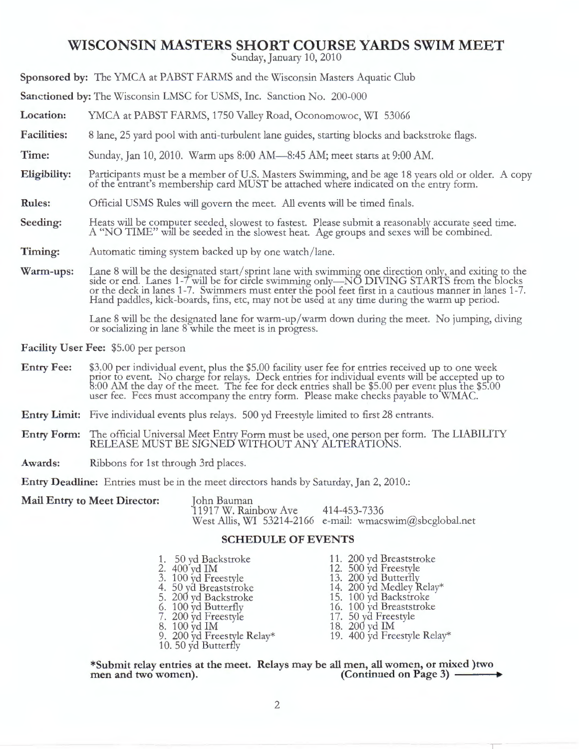# WISCONSIN MASTERS SHORT COURSE YARDS SWIM MEET

Sunday, January 10, 2010

**Sponsored by:** The YMCA at PABST FARMS and the Wisconsin Masters Aquatic Club

**Sanctioned by:** The Wisconsin LMSC for USMS, Inc. Sanction No. 200-000

**Location:** YMCA at PABST FARMS, 1750 Valley Road, Oconomowoc, WI 53066

**Facilities:** 8 lane, 25 yard pool with anti-turbulent lane guides, starting blocks and backstroke flags.

**Time:** Sunday, Jan 10, 2010. Warm ups 8:00 AM—8:45 AM; meet starts at 9:00 AM.

**Eligibility:** Participants must be a member of U.S. Masters Swimming, and be age 18 years old or older. A copy of the entrant's membership card MUST be attached where indicated on the entry form.

**Rules:** Official USMS Rules will govern the meet. All events will be timed finals.

**Seeding:** Heats will be computer seeded, slowest to fastest. Please submit a reasonably accurate seed time. A "NO TIME" will be seeded in the slowest heat. Age groups and sexes will be combined.

**Timing:** Automatic timing system backed up by one watch/lane.

**Warm-ups:** Lane 8 will be the designated start/sprint lane with swimming one direction only, and exiting to the side or end. Lanes 1-7 will be for circle swimming only—NO DIVING STARTS from the blocks or the deck in lanes 1-7. Swimmers must enter the pool feet first in a cautious manner in lanes 1-7. Hand paddles, kick-boards, fins, etc, may not be used at any time during the warm up period.

Lane 8 will be the designated lane for warm-up/warm down during the meet. No jumping, diving or socializing in lane 8 while the meet is in progress.

**Facility User Fee:** $5.00 per person

**Entry Fee:** $3.00 per individual event, plus the $5.00 facility user fee for entries received up to one week prior to event. No charge for relays. Deck entries for individual events will be accepted up to 8:00 AM the day of the meet. The fee for deck entries shall be $5.00 per event plus the $5.00 user fee. Fees must accompany the entry form. Please make checks payable to WMAC.

**Entry Limit:** Five individual events plus relays. 500 yd Freestyle limited to first 28 entrants.

**Entry Form:** The official Universal Meet Entry Form must be used, one person per form. The LIABILITY RELEASE MUST BE SIGNED WITHOUT ANY ALTERATIONS.

**Awards:** Ribbons for 1st through 3rd places.

**Entry Deadline:** Entries must be in the meet directors hands by Saturday, Jan 2, 2010.:

**Mail Entry to Meet Director:**
John Bauman
11917 W. Rainbow Ave 414-453-7336
West Allis, WI 53214-2166 e-mail: wmacswim@sbcglobal.net

## SCHEDULE OF EVENTS

1. 50 yd Backstroke
2. 400 yd IM
3. 100 yd Freestyle
4. 50 yd Breaststroke
5. 200 yd Backstroke
6. 100 yd Butterfly
7. 200 yd Freestyle
8. 100 yd IM
9. 200 yd Freestyle Relay*
10. 50 yd Butterfly
11. 200 yd Breaststroke
12. 500 yd Freestyle
13. 200 yd Butterfly
14. 200 yd Medley Relay*
15. 100 yd Backstroke
16. 100 yd Breaststroke
17. 50 yd Freestyle
18. 200 yd IM
19. 400 yd Freestyle Relay*

**\*Submit relay entries at the meet. Relays may be all men, all women, or mixed )two men and two women).** **(Continued on Page 3) ⟶**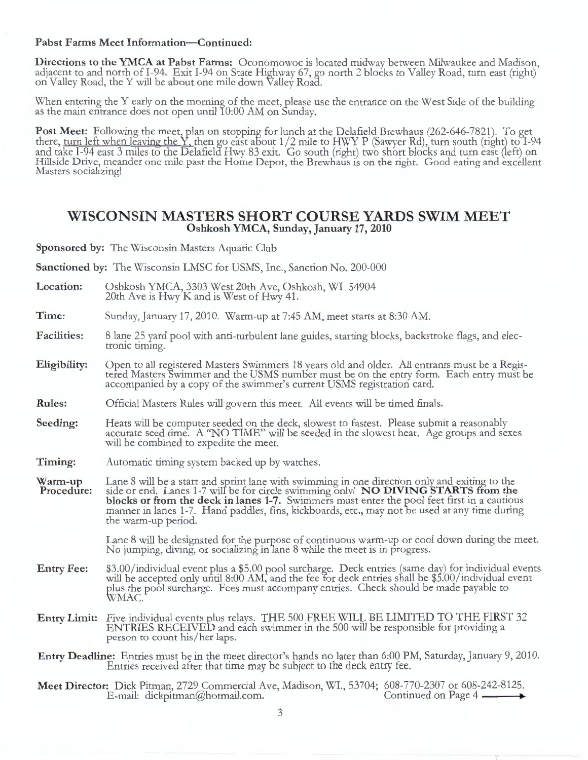**Pabst Farms Meet Information—Continued:**

**Directions to the YMCA at Pabst Farms:** Oconomowoc is located midway between Milwaukee and Madison, adjacent to and north of I-94. Exit I-94 on State Highway 67, go north 2 blocks to Valley Road, turn east (right) on Valley Road, the Y will be about one mile down Valley Road.

When entering the Y early on the morning of the meet, please use the entrance on the West Side of the building as the main entrance does not open until 10:00 AM on Sunday.

**Post Meet:** Following the meet, plan on stopping for lunch at the Delafield Brewhaus (262-646-7821). To get there, turn left when leaving the Y, then go east about 1/2 mile to HWY P (Sawyer Rd), turn south (right) to I-94 and take I-94 east 3 miles to the Delafield Hwy 83 exit. Go south (right) two short blocks and turn east (left) on Hillside Drive, meander one mile past the Home Depot, the Brewhaus is on the right. Good eating and excellent Masters socializing!

## WISCONSIN MASTERS SHORT COURSE YARDS SWIM MEET

### Oshkosh YMCA, Sunday, January 17, 2010

**Sponsored by:** The Wisconsin Masters Aquatic Club

**Sanctioned by:** The Wisconsin LMSC for USMS, Inc., Sanction No. 200-000

**Location:** Oshkosh YMCA, 3303 West 20th Ave, Oshkosh, WI 54904
20th Ave is Hwy K and is West of Hwy 41.

**Time:** Sunday, January 17, 2010. Warm-up at 7:45 AM, meet starts at 8:30 AM.

**Facilities:** 8 lane 25 yard pool with anti-turbulent lane guides, starting blocks, backstroke flags, and electronic timing.

**Eligibility:** Open to all registered Masters Swimmers 18 years old and older. All entrants must be a Registered Masters Swimmer and the USMS number must be on the entry form. Each entry must be accompanied by a copy of the swimmer's current USMS registration card.

**Rules:** Official Masters Rules will govern this meet. All events will be timed finals.

**Seeding:** Heats will be computer seeded on the deck, slowest to fastest. Please submit a reasonably accurate seed time. A "NO TIME" will be seeded in the slowest heat. Age groups and sexes will be combined to expedite the meet.

**Timing:** Automatic timing system backed up by watches.

**Warm-up Procedure:** Lane 8 will be a start and sprint lane with swimming in one direction only and exiting to the side or end. Lanes 1-7 will be for circle swimming only! **NO DIVING STARTS from the blocks or from the deck in lanes 1-7.** Swimmers must enter the pool feet first in a cautious manner in lanes 1-7. Hand paddles, fins, kickboards, etc., may not be used at any time during the warm-up period.

Lane 8 will be designated for the purpose of continuous warm-up or cool down during the meet. No jumping, diving, or socializing in lane 8 while the meet is in progress.

**Entry Fee:** \$3.00/individual event plus a \$5.00 pool surcharge. Deck entries (same day) for individual events will be accepted only until 8:00 AM, and the fee for deck entries shall be \$5.00/individual event plus the pool surcharge. Fees must accompany entries. Check should be made payable to WMAC.

**Entry Limit:** Five individual events plus relays. THE 500 FREE WILL BE LIMITED TO THE FIRST 32 ENTRIES RECEIVED and each swimmer in the 500 will be responsible for providing a person to count his/her laps.

**Entry Deadline:** Entries must be in the meet director's hands no later than 6:00 PM, Saturday, January 9, 2010. Entries received after that time may be subject to the deck entry fee.

**Meet Director:** Dick Pitman, 2729 Commercial Ave, Madison, WI., 53704; 608-770-2307 or 608-242-8125.
E-mail: dickpitman@hotmail.com. Continued on Page 4 ⟶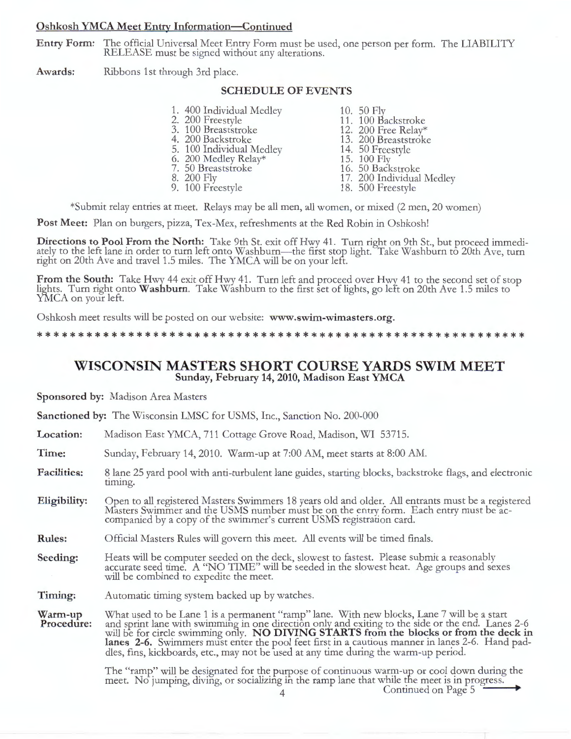### Oshkosh YMCA Meet Entry Information—Continued

**Entry Form:** The official Universal Meet Entry Form must be used, one person per form. The LIABILITY RELEASE must be signed without any alterations.

**Awards:** Ribbons 1st through 3rd place.

### SCHEDULE OF EVENTS

1. 400 Individual Medley
2. 200 Freestyle
3. 100 Breaststroke
4. 200 Backstroke
5. 100 Individual Medley
6. 200 Medley Relay*
7. 50 Breaststroke
8. 200 Fly
9. 100 Freestyle
10. 50 Fly
11. 100 Backstroke
12. 200 Free Relay*
13. 200 Breaststroke
14. 50 Freestyle
15. 100 Fly
16. 50 Backstroke
17. 200 Individual Medley
18. 500 Freestyle

*Submit relay entries at meet. Relays may be all men, all women, or mixed (2 men, 20 women)

**Post Meet:** Plan on burgers, pizza, Tex-Mex, refreshments at the Red Robin in Oshkosh!

**Directions to Pool From the North:** Take 9th St. exit off Hwy 41. Turn right on 9th St., but proceed immediately to the left lane in order to turn left onto Washburn—the first stop light. Take Washburn to 20th Ave, turn right on 20th Ave and travel 1.5 miles. The YMCA will be on your left.

**From the South:** Take Hwy 44 exit off Hwy 41. Turn left and proceed over Hwy 41 to the second set of stop lights. Turn right onto **Washburn**. Take Washburn to the first set of lights, go left on 20th Ave 1.5 miles to YMCA on your left.

Oshkosh meet results will be posted on our website: **www.swim-wimasters.org.**

*************************************************************

## WISCONSIN MASTERS SHORT COURSE YARDS SWIM MEET

**Sunday, February 14, 2010, Madison East YMCA**

**Sponsored by:** Madison Area Masters

**Sanctioned by:** The Wisconsin LMSC for USMS, Inc., Sanction No. 200-000

**Location:** Madison East YMCA, 711 Cottage Grove Road, Madison, WI 53715.

**Time:** Sunday, February 14, 2010. Warm-up at 7:00 AM, meet starts at 8:00 AM.

**Facilities:** 8 lane 25 yard pool with anti-turbulent lane guides, starting blocks, backstroke flags, and electronic timing.

**Eligibility:** Open to all registered Masters Swimmers 18 years old and older. All entrants must be a registered Masters Swimmer and the USMS number must be on the entry form. Each entry must be accompanied by a copy of the swimmer's current USMS registration card.

**Rules:** Official Masters Rules will govern this meet. All events will be timed finals.

**Seeding:** Heats will be computer seeded on the deck, slowest to fastest. Please submit a reasonably accurate seed time. A "NO TIME" will be seeded in the slowest heat. Age groups and sexes will be combined to expedite the meet.

**Timing:** Automatic timing system backed up by watches.

**Warm-up Procedure:** What used to be Lane 1 is a permanent "ramp" lane. With new blocks, Lane 7 will be a start and sprint lane with swimming in one direction only and exiting to the side or the end. Lanes 2-6 will be for circle swimming only. **NO DIVING STARTS from the blocks or from the deck in lanes 2-6.** Swimmers must enter the pool feet first in a cautious manner in lanes 2-6. Hand paddles, fins, kickboards, etc., may not be used at any time during the warm-up period.

The "ramp" will be designated for the purpose of continuous warm-up or cool down during the meet. No jumping, diving, or socializing in the ramp lane that while the meet is in progress.

Continued on Page 5 ⟶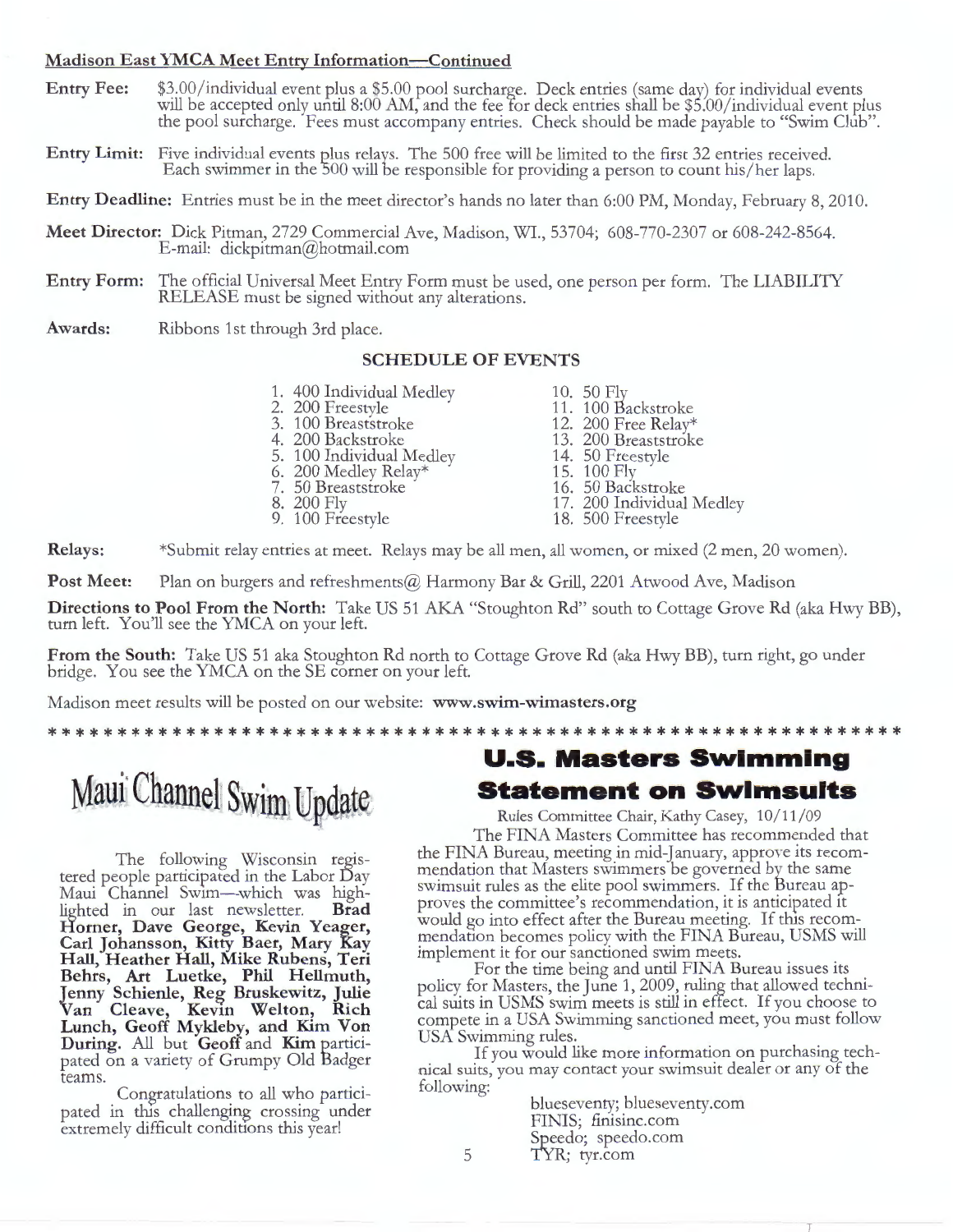**Madison East YMCA Meet Entry Information—Continued**

**Entry Fee:** $3.00/individual event plus a $5.00 pool surcharge. Deck entries (same day) for individual events will be accepted only until 8:00 AM, and the fee for deck entries shall be $5.00/individual event plus the pool surcharge. Fees must accompany entries. Check should be made payable to "Swim Club".

**Entry Limit:** Five individual events plus relays. The 500 free will be limited to the first 32 entries received. Each swimmer in the 500 will be responsible for providing a person to count his/her laps.

**Entry Deadline:** Entries must be in the meet director's hands no later than 6:00 PM, Monday, February 8, 2010.

**Meet Director:** Dick Pitman, 2729 Commercial Ave, Madison, WI., 53704; 608-770-2307 or 608-242-8564. E-mail: dickpitman@hotmail.com

**Entry Form:** The official Universal Meet Entry Form must be used, one person per form. The LIABILITY RELEASE must be signed without any alterations.

**Awards:** Ribbons 1st through 3rd place.

**SCHEDULE OF EVENTS**

1. 400 Individual Medley
2. 200 Freestyle
3. 100 Breaststroke
4. 200 Backstroke
5. 100 Individual Medley
6. 200 Medley Relay*
7. 50 Breaststroke
8. 200 Fly
9. 100 Freestyle
10. 50 Fly
11. 100 Backstroke
12. 200 Free Relay*
13. 200 Breaststroke
14. 50 Freestyle
15. 100 Fly
16. 50 Backstroke
17. 200 Individual Medley
18. 500 Freestyle

**Relays:** *Submit relay entries at meet. Relays may be all men, all women, or mixed (2 men, 20 women).

**Post Meet:** Plan on burgers and refreshments@ Harmony Bar & Grill, 2201 Atwood Ave, Madison

**Directions to Pool From the North:** Take US 51 AKA "Stoughton Rd" south to Cottage Grove Rd (aka Hwy BB), turn left. You'll see the YMCA on your left.

**From the South:** Take US 51 aka Stoughton Rd north to Cottage Grove Rd (aka Hwy BB), turn right, go under bridge. You see the YMCA on the SE corner on your left.

Madison meet results will be posted on our website: **www.swim-wimasters.org**

*****************************************************************

# Maui Channel Swim Update

The following Wisconsin registered people participated in the Labor Day Maui Channel Swim—which was highlighted in our last newsletter. **Brad Horner, Dave George, Kevin Yeager, Carl Johansson, Kitty Baer, Mary Kay Hall, Heather Hall, Mike Rubens, Teri Behrs, Art Luetke, Phil Hellmuth, Jenny Schienle, Reg Bruskewitz, Julie Van Cleave, Kevin Welton, Rich Lunch, Geoff Mykleby, and Kim Von During.** All but **Geoff** and **Kim** participated on a variety of Grumpy Old Badger teams.

Congratulations to all who participated in this challenging crossing under extremely difficult conditions this year!

# U.S. Masters Swimming Statement on Swimsuits

Rules Committee Chair, Kathy Casey, 10/11/09

The FINA Masters Committee has recommended that the FINA Bureau, meeting in mid-January, approve its recommendation that Masters swimmers be governed by the same swimsuit rules as the elite pool swimmers. If the Bureau approves the committee's recommendation, it is anticipated it would go into effect after the Bureau meeting. If this recommendation becomes policy with the FINA Bureau, USMS will implement it for our sanctioned swim meets.

For the time being and until FINA Bureau issues its policy for Masters, the June 1, 2009, ruling that allowed technical suits in USMS swim meets is still in effect. If you choose to compete in a USA Swimming sanctioned meet, you must follow USA Swimming rules.

If you would like more information on purchasing technical suits, you may contact your swimsuit dealer or any of the following:

blueseventy; blueseventy.com
FINIS; finisinc.com
Speedo; speedo.com
TYR; tyr.com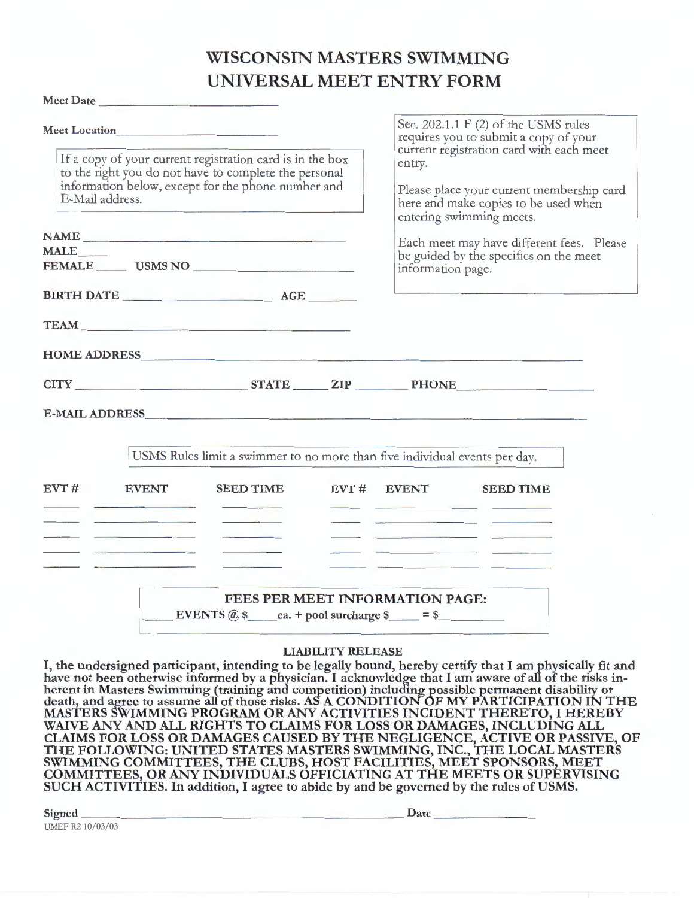# WISCONSIN MASTERS SWIMMING
# UNIVERSAL MEET ENTRY FORM

**Meet Date** ______________________

**Meet Location** ______________________

> If a copy of your current registration card is in the box to the right you do not have to complete the personal information below, except for the phone number and E-Mail address.

> Sec. 202.1.1 F (2) of the USMS rules requires you to submit a copy of your current registration card with each meet entry.
>
> Please place your current membership card here and make copies to be used when entering swimming meets.
>
> Each meet may have different fees. Please be guided by the specifics on the meet information page.

**NAME** ______________________

**MALE**_____

**FEMALE** _____ **USMS NO** ______________________

**BIRTH DATE** ______________ **AGE** _______

**TEAM** ______________________

**HOME ADDRESS** ______________________

**CITY** ______________ **STATE** _____ **ZIP** _______ **PHONE** ______________

**E-MAIL ADDRESS** ______________________

> USMS Rules limit a swimmer to no more than five individual events per day.

| EVT # | EVENT | SEED TIME | EVT # | EVENT | SEED TIME |
|---|---|---|---|---|---|
| | | | | | |
| | | | | | |
| | | | | | |
| | | | | | |
| | | | | | |

> **FEES PER MEET INFORMATION PAGE:**
>
> _____ **EVENTS @ $**_____**ea. + pool surcharge $**_____ **= $**_________

**LIABILITY RELEASE**

**I, the undersigned participant, intending to be legally bound, hereby certify that I am physically fit and have not been otherwise informed by a physician. I acknowledge that I am aware of all of the risks inherent in Masters Swimming (training and competition) including possible permanent disability or death, and agree to assume all of those risks. AS A CONDITION OF MY PARTICIPATION IN THE MASTERS SWIMMING PROGRAM OR ANY ACTIVITIES INCIDENT THERETO, I HEREBY WAIVE ANY AND ALL RIGHTS TO CLAIMS FOR LOSS OR DAMAGES, INCLUDING ALL CLAIMS FOR LOSS OR DAMAGES CAUSED BY THE NEGLIGENCE, ACTIVE OR PASSIVE, OF THE FOLLOWING: UNITED STATES MASTERS SWIMMING, INC., THE LOCAL MASTERS SWIMMING COMMITTEES, THE CLUBS, HOST FACILITIES, MEET SPONSORS, MEET COMMITTEES, OR ANY INDIVIDUALS OFFICIATING AT THE MEETS OR SUPERVISING SUCH ACTIVITIES. In addition, I agree to abide by and be governed by the rules of USMS.**

**Signed** ______________________________ **Date** ______________

UMEF R2 10/03/03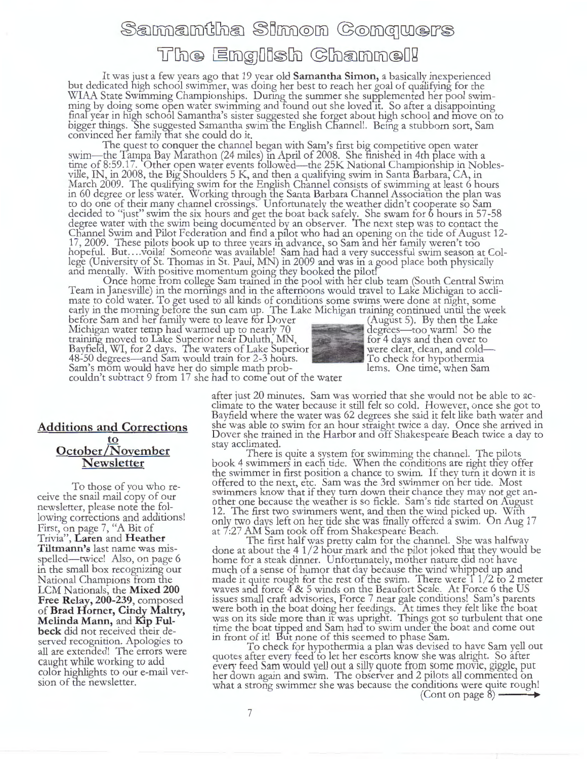# Samantha Simon Conquers The English Channel!

It was just a few years ago that 19 year old **Samantha Simon,** a basically inexperienced but dedicated high school swimmer, was doing her best to reach her goal of qualifying for the WIAA State Swimming Championships. During the summer she supplemented her pool swimming by doing some open water swimming and found out she loved it. So after a disappointing final year in high school Samantha's sister suggested she forget about high school and move on to bigger things. She suggested Samantha swim the English Channel!. Being a stubborn sort, Sam convinced her family that she could do it.

The quest to conquer the channel began with Sam's first big competitive open water swim—the Tampa Bay Marathon (24 miles) in April of 2008. She finished in 4th place with a time of 8:59.17. Other open water events followed—the 25K National Championship in Noblesville, IN, in 2008, the Big Shoulders 5 K, and then a qualifying swim in Santa Barbara, CA, in March 2009. The qualifying swim for the English Channel consists of swimming at least 6 hours in 60 degree or less water. Working through the Santa Barbara Channel Association the plan was to do one of their many channel crossings. Unfortunately the weather didn't cooperate so Sam decided to "just" swim the six hours and get the boat back safely. She swam for 6 hours in 57-58 degree water with the swim being documented by an observer. The next step was to contact the Channel Swim and Pilot Federation and find a pilot who had an opening on the tide of August 12-17, 2009. These pilots book up to three years in advance, so Sam and her family weren't too hopeful. But….voila! Someone was available! Sam had had a very successful swim season at College (University of St. Thomas in St. Paul, MN) in 2009 and was in a good place both physically and mentally. With positive momentum going they booked the pilot!

Once home from college Sam trained in the pool with her club team (South Central Swim Team in Janesville) in the mornings and in the afternoons would travel to Lake Michigan to acclimate to cold water. To get used to all kinds of conditions some swims were done at night, some early in the morning before the sun cam up. The Lake Michigan training continued until the week before Sam and her family were to leave for Dover (August 5). By then the Lake Michigan water temp had warmed up to nearly 70 degrees—too warm! So the training moved to Lake Superior near Duluth, MN, for 4 days and then over to Bayfield, WI, for 2 days. The waters of Lake Superior were clear, clean, and cold—48-50 degrees—and Sam would train for 2-3 hours. To check for hypothermia Sam's mom would have her do simple math problems. One time, when Sam couldn't subtract 9 from 17 she had to come out of the water after just 20 minutes. Sam was worried that she would not be able to acclimate to the water because it still felt so cold. However, once she got to Bayfield where the water was 62 degrees she said it felt like bath water and she was able to swim for an hour straight twice a day. Once she arrived in Dover she trained in the Harbor and off Shakespeare Beach twice a day to stay acclimated.

There is quite a system for swimming the channel. The pilots book 4 swimmers in each tide. When the conditions are right they offer the swimmer in first position a chance to swim. If they turn it down it is offered to the next, etc. Sam was the 3rd swimmer on her tide. Most swimmers know that if they turn down their chance they may not get another one because the weather is so fickle. Sam's tide started on August 12. The first two swimmers went, and then the wind picked up. With only two days left on her tide she was finally offered a swim. On Aug 17 at 7:27 AM Sam took off from Shakespeare Beach.

The first half was pretty calm for the channel. She was halfway done at about the 4 1/2 hour mark and the pilot joked that they would be home for a steak dinner. Unfortunately, mother nature did not have much of a sense of humor that day because the wind whipped up and made it quite rough for the rest of the swim. There were 1 1/2 to 2 meter waves and force 4 & 5 winds on the Beaufort Scale. At Force 6 the US issues small craft advisories, Force 7 near gale conditions! Sam's parents were both in the boat doing her feedings. At times they felt like the boat was on its side more than it was upright. Things got so turbulent that one time the boat tipped and Sam had to swim under the boat and come out in front of it! But none of this seemed to phase Sam.

To check for hypothermia a plan was devised to have Sam yell out quotes after every feed to let her escorts know she was alright. So after every feed Sam would yell out a silly quote from some movie, giggle, put her down again and swim. The observer and 2 pilots all commented on what a strong swimmer she was because the conditions were quite rough!

(Cont on page 8) ⟶

## Additions and Corrections to October/November Newsletter

To those of you who receive the snail mail copy of our newsletter, please note the following corrections and additions! First, on page 7, "A Bit of Trivia", **Laren** and **Heather Tiltmann's** last name was misspelled—twice! Also, on page 6 in the small box recognizing our National Champions from the LCM Nationals, the **Mixed 200 Free Relay, 200-239**, composed of **Brad Horner, Cindy Maltry, Melinda Mann,** and **Kip Fulbeck** did not received their deserved recognition. Apologies to all are extended! The errors were caught while working to add color highlights to our e-mail version of the newsletter.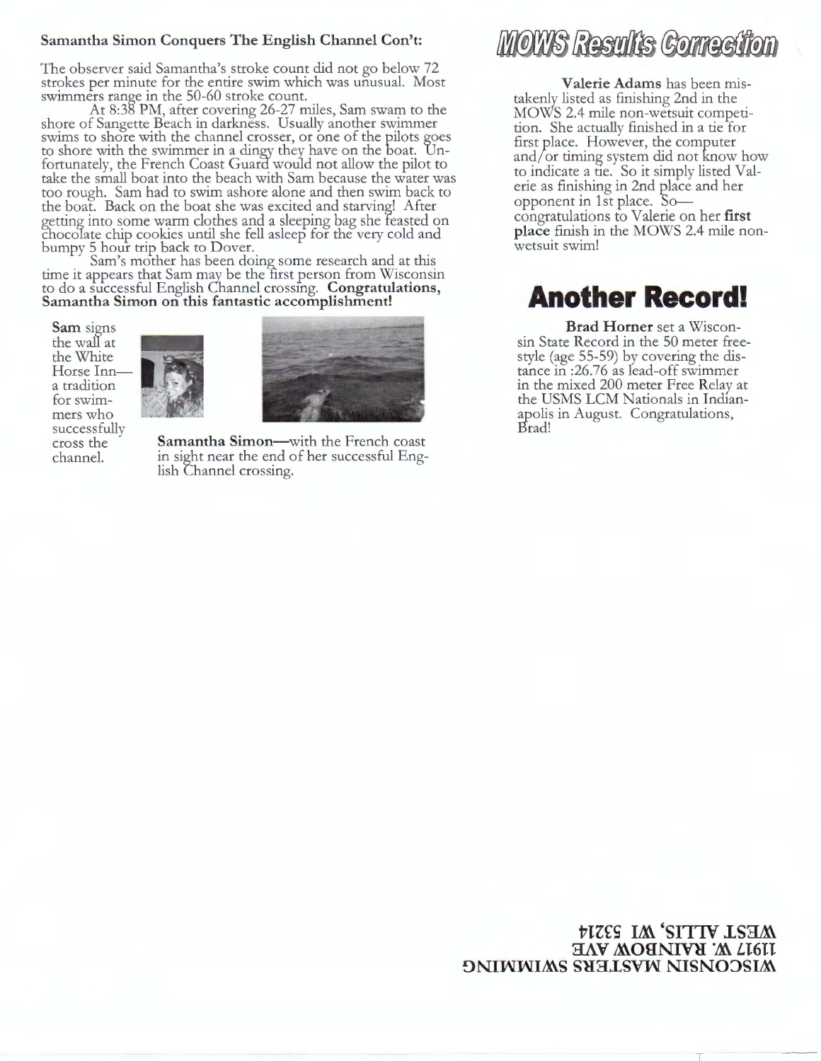**Samantha Simon Conquers The English Channel Con't:**

The observer said Samantha's stroke count did not go below 72 strokes per minute for the entire swim which was unusual. Most swimmers range in the 50-60 stroke count.

At 8:38 PM, after covering 26-27 miles, Sam swam to the shore of Sangette Beach in darkness. Usually another swimmer swims to shore with the channel crosser, or one of the pilots goes to shore with the swimmer in a dingy they have on the boat. Unfortunately, the French Coast Guard would not allow the pilot to take the small boat into the beach with Sam because the water was too rough. Sam had to swim ashore alone and then swim back to the boat. Back on the boat she was excited and starving! After getting into some warm clothes and a sleeping bag she feasted on chocolate chip cookies until she fell asleep for the very cold and bumpy 5 hour trip back to Dover.

Sam's mother has been doing some research and at this time it appears that Sam may be the first person from Wisconsin to do a successful English Channel crossing. **Congratulations, Samantha Simon on this fantastic accomplishment!**

**Sam** signs the wall at the White Horse Inn—a tradition for swimmers who successfully cross the channel.

**Samantha Simon**—with the French coast in sight near the end of her successful English Channel crossing.

## MOWS Results Correction

**Valerie Adams** has been mistakenly listed as finishing 2nd in the MOWS 2.4 mile non-wetsuit competition. She actually finished in a tie for first place. However, the computer and/or timing system did not know how to indicate a tie. So it simply listed Valerie as finishing in 2nd place and her opponent in 1st place. So—congratulations to Valerie on her **first place** finish in the MOWS 2.4 mile non-wetsuit swim!

## Another Record!

**Brad Horner** set a Wisconsin State Record in the 50 meter freestyle (age 55-59) by covering the distance in :26.76 as lead-off swimmer in the mixed 200 meter Free Relay at the USMS LCM Nationals in Indianapolis in August. Congratulations, Brad!

WISCONSIN MASTERS SWIMMING
11917 W. RAINBOW AVE
WEST ALLIS, WI 53214